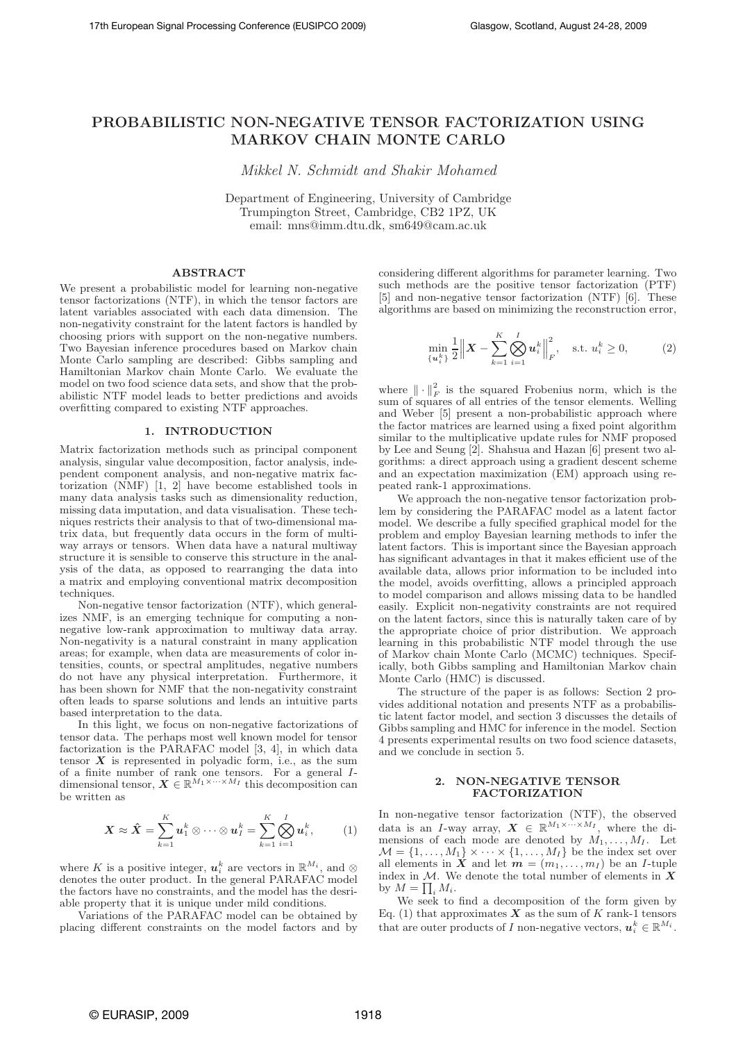# PROBABILISTIC NON-NEGATIVE TENSOR FACTORIZATION USING MARKOV CHAIN MONTE CARLO

*Mikkel N. Schmidt and Shakir Mohamed*

Department of Engineering, University of Cambridge
Trumpington Street, Cambridge, CB2 1PZ, UK
email: mns@imm.dtu.dk, sm649@cam.ac.uk

## ABSTRACT

We present a probabilistic model for learning non-negative tensor factorizations (NTF), in which the tensor factors are latent variables associated with each data dimension. The non-negativity constraint for the latent factors is handled by choosing priors with support on the non-negative numbers. Two Bayesian inference procedures based on Markov chain Monte Carlo sampling are described: Gibbs sampling and Hamiltonian Markov chain Monte Carlo. We evaluate the model on two food science data sets, and show that the probabilistic NTF model leads to better predictions and avoids overfitting compared to existing NTF approaches.

## 1. INTRODUCTION

Matrix factorization methods such as principal component analysis, singular value decomposition, factor analysis, independent component analysis, and non-negative matrix factorization (NMF) [1, 2] have become established tools in many data analysis tasks such as dimensionality reduction, missing data imputation, and data visualisation. These techniques restricts their analysis to that of two-dimensional matrix data, but frequently data occurs in the form of multiway arrays or tensors. When data have a natural multiway structure it is sensible to conserve this structure in the analysis of the data, as opposed to rearranging the data into a matrix and employing conventional matrix decomposition techniques.

Non-negative tensor factorization (NTF), which generalizes NMF, is an emerging technique for computing a non-negative low-rank approximation to multiway data array. Non-negativity is a natural constraint in many application areas; for example, when data are measurements of color intensities, counts, or spectral amplitudes, negative numbers do not have any physical interpretation. Furthermore, it has been shown for NMF that the non-negativity constraint often leads to sparse solutions and lends an intuitive parts based interpretation to the data.

In this light, we focus on non-negative factorizations of tensor data. The perhaps most well known model for tensor factorization is the PARAFAC model [3, 4], in which data tensor $\boldsymbol{X}$ is represented in polyadic form, i.e., as the sum of a finite number of rank one tensors. For a general $I$-dimensional tensor, $\boldsymbol{X} \in \mathbb{R}^{M_1 \times \cdots \times M_I}$ this decomposition can be written as

$$\boldsymbol{X} \approx \hat{\boldsymbol{X}} = \sum_{k=1}^{K} \boldsymbol{u}_1^k \otimes \cdots \otimes \boldsymbol{u}_I^k = \sum_{k=1}^{K} \bigotimes_{i=1}^{I} \boldsymbol{u}_i^k, \qquad (1)$$

where $K$ is a positive integer, $\boldsymbol{u}_i^k$ are vectors in $\mathbb{R}^{M_i}$, and $\otimes$ denotes the outer product. In the general PARAFAC model the factors have no constraints, and the model has the desirable property that it is unique under mild conditions.

Variations of the PARAFAC model can be obtained by placing different constraints on the model factors and by considering different algorithms for parameter learning. Two such methods are the positive tensor factorization (PTF) [5] and non-negative tensor factorization (NTF) [6]. These algorithms are based on minimizing the reconstruction error,

$$\min_{\{\boldsymbol{u}_i^k\}} \frac{1}{2} \Big\| \boldsymbol{X} - \sum_{k=1}^{K} \bigotimes_{i=1}^{I} \boldsymbol{u}_i^k \Big\|_F^2, \quad \text{s.t. } u_i^k \geq 0, \qquad (2)$$

where $\| \cdot \|_F^2$ is the squared Frobenius norm, which is the sum of squares of all entries of the tensor elements. Welling and Weber [5] present a non-probabilistic approach where the factor matrices are learned using a fixed point algorithm similar to the multiplicative update rules for NMF proposed by Lee and Seung [2]. Shahsua and Hazan [6] present two algorithms: a direct approach using a gradient descent scheme and an expectation maximization (EM) approach using repeated rank-1 approximations.

We approach the non-negative tensor factorization problem by considering the PARAFAC model as a latent factor model. We describe a fully specified graphical model for the problem and employ Bayesian learning methods to infer the latent factors. This is important since the Bayesian approach has significant advantages in that it makes efficient use of the available data, allows prior information to be included into the model, avoids overfitting, allows a principled approach to model comparison and allows missing data to be handled easily. Explicit non-negativity constraints are not required on the latent factors, since this is naturally taken care of by the appropriate choice of prior distribution. We approach learning in this probabilistic NTF model through the use of Markov chain Monte Carlo (MCMC) techniques. Specifically, both Gibbs sampling and Hamiltonian Markov chain Monte Carlo (HMC) is discussed.

The structure of the paper is as follows: Section 2 provides additional notation and presents NTF as a probabilistic latent factor model, and section 3 discusses the details of Gibbs sampling and HMC for inference in the model. Section 4 presents experimental results on two food science datasets, and we conclude in section 5.

## 2. NON-NEGATIVE TENSOR FACTORIZATION

In non-negative tensor factorization (NTF), the observed data is an $I$-way array, $\boldsymbol{X} \in \mathbb{R}^{M_1 \times \cdots \times M_I}$, where the dimensions of each mode are denoted by $M_1, \ldots, M_I$. Let $\mathcal{M} = \{1, \ldots, M_1\} \times \cdots \times \{1, \ldots, M_I\}$ be the index set over all elements in $\boldsymbol{X}$ and let $\boldsymbol{m} = (m_1, \ldots, m_I)$ be an $I$-tuple index in $\mathcal{M}$. We denote the total number of elements in $\boldsymbol{X}$ by $M = \prod_i M_i$.

We seek to find a decomposition of the form given by Eq. (1) that approximates $\boldsymbol{X}$ as the sum of $K$ rank-1 tensors that are outer products of $I$ non-negative vectors, $\boldsymbol{u}_i^k \in \mathbb{R}^{M_i}$.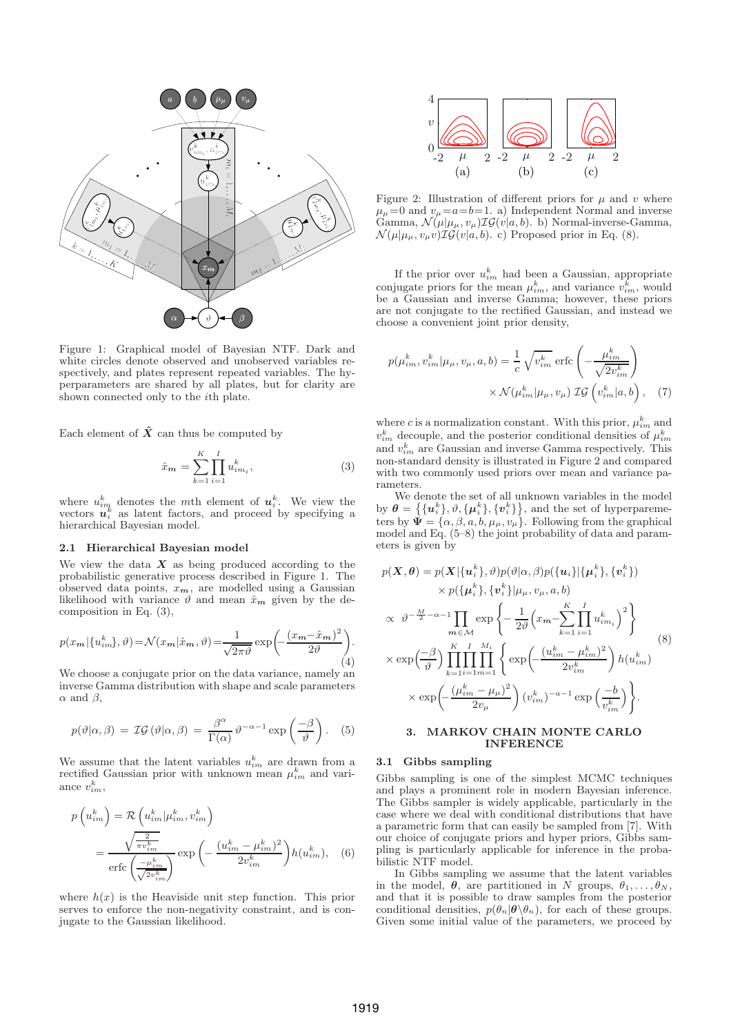Figure 1: Graphical model of Bayesian NTF. Dark and white circles denote observed and unobserved variables respectively, and plates represent repeated variables. The hyperparameters are shared by all plates, but for clarity are shown connected only to the $i$th plate.

Each element of $\hat{\boldsymbol{X}}$ can thus be computed by

$$\hat{x}_{\boldsymbol{m}} = \sum_{k=1}^{K} \prod_{i=1}^{I} u_{im_i}^{k}, \tag{3}$$

where $u_{im}^{k}$ denotes the $m$th element of $\boldsymbol{u}_i^k$. We view the vectors $\boldsymbol{u}_i^k$ as latent factors, and proceed by specifying a hierarchical Bayesian model.

### 2.1 Hierarchical Bayesian model

We view the data $\boldsymbol{X}$ as being produced according to the probabilistic generative process described in Figure 1. The observed data points, $x_{\boldsymbol{m}}$, are modelled using a Gaussian likelihood with variance $\vartheta$ and mean $\hat{x}_{\boldsymbol{m}}$ given by the decomposition in Eq. (3),

$$p(x_{\boldsymbol{m}}|\{u_{im}^k\},\vartheta) = \mathcal{N}(x_{\boldsymbol{m}}|\hat{x}_{\boldsymbol{m}},\vartheta) = \frac{1}{\sqrt{2\pi\vartheta}}\exp\left(-\frac{(x_{\boldsymbol{m}}-\hat{x}_{\boldsymbol{m}})^2}{2\vartheta}\right). \tag{4}$$

We choose a conjugate prior on the data variance, namely an inverse Gamma distribution with shape and scale parameters $\alpha$ and $\beta$,

$$p(\vartheta|\alpha,\beta) = \mathcal{IG}(\vartheta|\alpha,\beta) = \frac{\beta^\alpha}{\Gamma(\alpha)}\vartheta^{-\alpha-1}\exp\left(\frac{-\beta}{\vartheta}\right). \tag{5}$$

We assume that the latent variables $u_{im}^k$ are drawn from a rectified Gaussian prior with unknown mean $\mu_{im}^k$ and variance $v_{im}^k$,

$$p\left(u_{im}^k\right) = \mathcal{R}\left(u_{im}^k|\mu_{im}^k, v_{im}^k\right) = \frac{\sqrt{\frac{2}{\pi v_{im}^k}}}{\operatorname{erfc}\left(\frac{-\mu_{im}^k}{\sqrt{2v_{im}^k}}\right)}\exp\left(-\frac{(u_{im}^k-\mu_{im}^k)^2}{2v_{im}^k}\right)h(u_{im}^k), \tag{6}$$

where $h(x)$ is the Heaviside unit step function. This prior serves to enforce the non-negativity constraint, and is conjugate to the Gaussian likelihood.

Figure 2: Illustration of different priors for $\mu$ and $v$ where $\mu_\mu=0$ and $v_\mu=a=b=1$. a) Independent Normal and inverse Gamma, $\mathcal{N}(\mu|\mu_\mu,v_\mu)\mathcal{IG}(v|a,b)$. b) Normal-inverse-Gamma, $\mathcal{N}(\mu|\mu_\mu,v_\mu v)\mathcal{IG}(v|a,b)$. c) Proposed prior in Eq. (8).

If the prior over $u_{im}^k$ had been a Gaussian, appropriate conjugate priors for the mean $\mu_{im}^k$, and variance $v_{im}^k$, would be a Gaussian and inverse Gamma; however, these priors are not conjugate to the rectified Gaussian, and instead we choose a convenient joint prior density,

$$p(\mu_{im}^k, v_{im}^k|\mu_\mu, v_\mu, a, b) = \frac{1}{c}\sqrt{v_{im}^k}\operatorname{erfc}\left(-\frac{\mu_{im}^k}{\sqrt{2v_{im}^k}}\right) \times \mathcal{N}(\mu_{im}^k|\mu_\mu, v_\mu)\ \mathcal{IG}\left(v_{im}^k|a,b\right), \tag{7}$$

where $c$ is a normalization constant. With this prior, $\mu_{im}^k$ and $v_{im}^k$ decouple, and the posterior conditional densities of $\mu_{im}^k$ and $v_{im}^k$ are Gaussian and inverse Gamma respectively. This non-standard density is illustrated in Figure 2 and compared with two commonly used priors over mean and variance parameters.

We denote the set of all unknown variables in the model by $\boldsymbol{\theta} = \left\{\{\boldsymbol{u}_i^k\},\vartheta,\{\boldsymbol{\mu}_i^k\},\{\boldsymbol{v}_i^k\}\right\}$, and the set of hyperparameters by $\boldsymbol{\Psi} = \{\alpha,\beta,a,b,\mu_\mu,v_\mu\}$. Following from the graphical model and Eq. (5–8) the joint probability of data and parameters is given by

$$\begin{aligned}
p(\boldsymbol{X},\boldsymbol{\theta}) &= p(\boldsymbol{X}|\{\boldsymbol{u}_i^k\},\vartheta)p(\vartheta|\alpha,\beta)p(\{\boldsymbol{u}_i\}|\{\boldsymbol{\mu}_i^k\},\{\boldsymbol{v}_i^k\}) \\
&\quad\times p(\{\boldsymbol{\mu}_i^k\},\{\boldsymbol{v}_i^k\}|\mu_\mu,v_\mu,a,b) \\
&\propto \vartheta^{-\frac{M}{2}-\alpha-1}\prod_{\boldsymbol{m}\in\mathcal{M}}\exp\left\{-\frac{1}{2\vartheta}\left(x_{\boldsymbol{m}}-\sum_{k=1}^{K}\prod_{i=1}^{I}u_{im_i}^k\right)^2\right\} \\
&\times\exp\left(\frac{-\beta}{\vartheta}\right)\prod_{k=1}^{K}\prod_{i=1}^{I}\prod_{m=1}^{M_i}\left\{\exp\left(-\frac{(u_{im}^k-\mu_{im}^k)^2}{2v_{im}^k}\right)h(u_{im}^k)\right. \\
&\quad\left.\times\exp\left(-\frac{(\mu_{im}^k-\mu_\mu)^2}{2v_\mu}\right)(v_{im}^k)^{-a-1}\exp\left(\frac{-b}{v_{im}^k}\right)\right\}.
\end{aligned} \tag{8}$$

## 3. MARKOV CHAIN MONTE CARLO INFERENCE

### 3.1 Gibbs sampling

Gibbs sampling is one of the simplest MCMC techniques and plays a prominent role in modern Bayesian inference. The Gibbs sampler is widely applicable, particularly in the case where we deal with conditional distributions that have a parametric form that can easily be sampled from [7]. With our choice of conjugate priors and hyper priors, Gibbs sampling is particularly applicable for inference in the probabilistic NTF model.

In Gibbs sampling we assume that the latent variables in the model, $\boldsymbol{\theta}$, are partitioned in $N$ groups, $\theta_1,\ldots,\theta_N$, and that it is possible to draw samples from the posterior conditional densities, $p(\theta_n|\boldsymbol{\theta}\backslash\theta_n)$, for each of these groups. Given some initial value of the parameters, we proceed by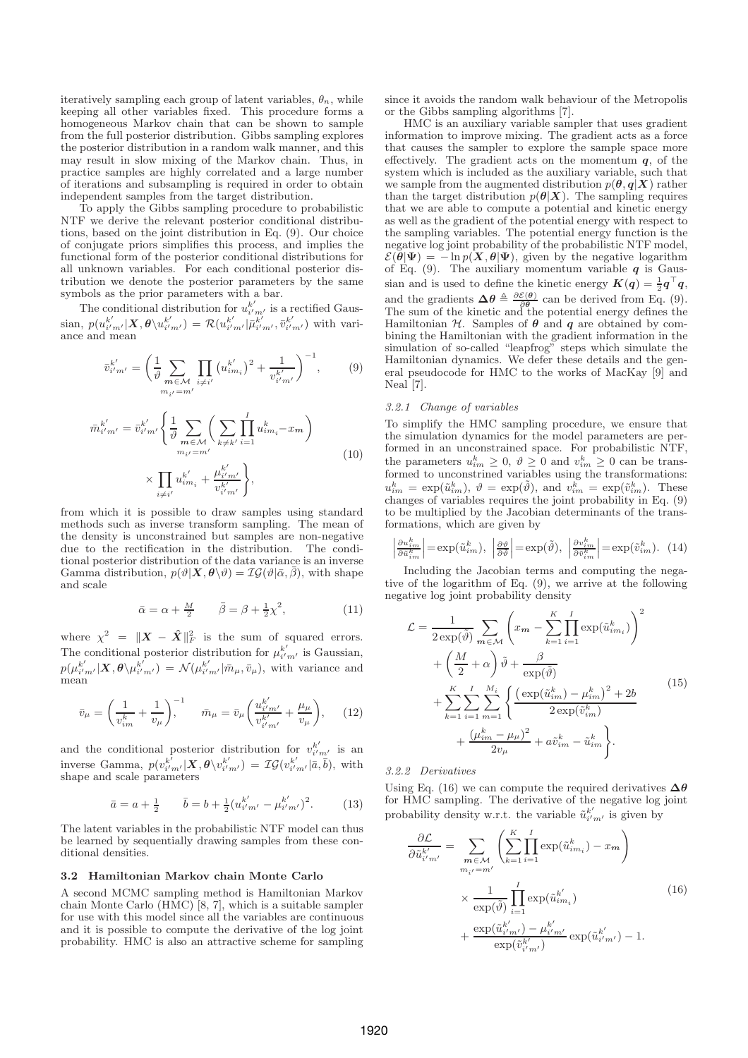iteratively sampling each group of latent variables, $\theta_n$, while keeping all other variables fixed. This procedure forms a homogeneous Markov chain that can be shown to sample from the full posterior distribution. Gibbs sampling explores the posterior distribution in a random walk manner, and this may result in slow mixing of the Markov chain. Thus, in practice samples are highly correlated and a large number of iterations and subsampling is required in order to obtain independent samples from the target distribution.

To apply the Gibbs sampling procedure to probabilistic NTF we derive the relevant posterior conditional distributions, based on the joint distribution in Eq. (9). Our choice of conjugate priors simplifies this process, and implies the functional form of the posterior conditional distributions for all unknown variables. For each conditional posterior distribution we denote the posterior parameters by the same symbols as the prior parameters with a bar.

The conditional distribution for $u_{i'm'}^{k'}$ is a rectified Gaussian, $p(u_{i'm'}^{k'}|\boldsymbol{X}, \boldsymbol{\theta}\backslash u_{i'm'}^{k'}) = \mathcal{R}(u_{i'm'}^{k'}|\bar{\mu}_{i'm'}^{k'}, \bar{v}_{i'm'}^{k'})$ with variance and mean

$$\bar{v}_{i'm'}^{k'} = \left( \frac{1}{\vartheta} \sum_{\substack{\boldsymbol{m}\in\mathcal{M} \\ m_{i'}=m'}} \prod_{i\neq i'} \left(u_{im_i}^{k'}\right)^2 + \frac{1}{v_{i'm'}^{k'}} \right)^{-1}, \tag{9}$$

$$\bar{\mu}_{i'm'}^{k'} = \bar{v}_{i'm'}^{k'} \left\{ \frac{1}{\vartheta} \sum_{\substack{\boldsymbol{m}\in\mathcal{M} \\ m_{i'}=m'}} \left( \sum_{k\neq k'} \prod_{i=1}^{I} u_{im_i}^{k} - x_{\boldsymbol{m}} \right) \times \prod_{i\neq i'} u_{im_i}^{k'} + \frac{\mu_{i'm'}^{k'}}{v_{i'm'}^{k'}} \right\}, \tag{10}$$

from which it is possible to draw samples using standard methods such as inverse transform sampling. The mean of the density is unconstrained but samples are non-negative due to the rectification in the distribution. The conditional posterior distribution of the data variance is an inverse Gamma distribution, $p(\vartheta|\boldsymbol{X}, \boldsymbol{\theta}\backslash\vartheta) = \mathcal{IG}(\vartheta|\bar{\alpha}, \bar{\beta})$, with shape and scale

$$\bar{\alpha} = \alpha + \tfrac{M}{2} \qquad \bar{\beta} = \beta + \tfrac{1}{2}\chi^2, \tag{11}$$

where $\chi^2 = \|\boldsymbol{X} - \hat{\boldsymbol{X}}\|_F^2$ is the sum of squared errors. The conditional posterior distribution for $\mu_{i'm'}^{k'}$ is Gaussian, $p(\mu_{i'm'}^{k'}|\boldsymbol{X}, \boldsymbol{\theta}\backslash\mu_{i'm'}^{k'}) = \mathcal{N}(\mu_{i'm'}^{k'}|\bar{m}_{\mu}, \bar{v}_{\mu})$, with variance and mean

$$\bar{v}_{\mu} = \left( \frac{1}{v_{im}^{k}} + \frac{1}{v_{\mu}} \right)^{-1}, \qquad \bar{m}_{\mu} = \bar{v}_{\mu} \left( \frac{u_{i'm'}^{k'}}{v_{i'm'}^{k'}} + \frac{\mu_{\mu}}{v_{\mu}} \right), \tag{12}$$

and the conditional posterior distribution for $v_{i'm'}^{k'}$ is an inverse Gamma, $p(v_{i'm'}^{k'}|\boldsymbol{X}, \boldsymbol{\theta}\backslash v_{i'm'}^{k'}) = \mathcal{IG}(v_{i'm'}^{k'}|\bar{a}, \bar{b})$, with shape and scale parameters

$$\bar{a} = a + \tfrac{1}{2} \qquad \bar{b} = b + \tfrac{1}{2}(u_{i'm'}^{k'} - \mu_{i'm'}^{k'})^2. \tag{13}$$

The latent variables in the probabilistic NTF model can thus be learned by sequentially drawing samples from these conditional densities.

### 3.2 Hamiltonian Markov chain Monte Carlo

A second MCMC sampling method is Hamiltonian Markov chain Monte Carlo (HMC) [8, 7], which is a suitable sampler for use with this model since all the variables are continuous and it is possible to compute the derivative of the log joint probability. HMC is also an attractive scheme for sampling since it avoids the random walk behaviour of the Metropolis or the Gibbs sampling algorithms [7].

HMC is an auxiliary variable sampler that uses gradient information to improve mixing. The gradient acts as a force that causes the sampler to explore the sample space more effectively. The gradient acts on the momentum $\boldsymbol{q}$, of the system which is included as the auxiliary variable, such that we sample from the augmented distribution $p(\boldsymbol{\theta}, \boldsymbol{q}|\boldsymbol{X})$ rather than the target distribution $p(\boldsymbol{\theta}|\boldsymbol{X})$. The sampling requires that we are able to compute a potential and kinetic energy as well as the gradient of the potential energy with respect to the sampling variables. The potential energy function is the negative log joint probability of the probabilistic NTF model, $\mathcal{E}(\boldsymbol{\theta}|\boldsymbol{\Psi}) = -\ln p(\boldsymbol{X}, \boldsymbol{\theta}|\boldsymbol{\Psi})$, given by the negative logarithm of Eq. (9). The auxiliary momentum variable $\boldsymbol{q}$ is Gaussian and is used to define the kinetic energy $\boldsymbol{K}(\boldsymbol{q}) = \frac{1}{2}\boldsymbol{q}^\top\boldsymbol{q}$, and the gradients $\boldsymbol{\Delta\theta} \triangleq \frac{\partial\mathcal{E}(\boldsymbol{\theta})}{\partial\boldsymbol{\theta}}$ can be derived from Eq. (9). The sum of the kinetic and the potential energy defines the Hamiltonian $\mathcal{H}$. Samples of $\boldsymbol{\theta}$ and $\boldsymbol{q}$ are obtained by combining the Hamiltonian with the gradient information in the simulation of so-called "leapfrog" steps which simulate the Hamiltonian dynamics. We defer these details and the general pseudocode for HMC to the works of MacKay [9] and Neal [7].

#### 3.2.1 Change of variables

To simplify the HMC sampling procedure, we ensure that the simulation dynamics for the model parameters are performed in an unconstrained space. For probabilistic NTF, the parameters $u_{im}^k \geq 0$, $\vartheta \geq 0$ and $v_{im}^k \geq 0$ can be transformed to unconstrained variables using the transformations: $u_{im}^k = \exp(\tilde{u}_{im}^k)$, $\vartheta = \exp(\tilde{\vartheta})$, and $v_{im}^k = \exp(\tilde{v}_{im}^k)$. These changes of variables requires the joint probability in Eq. (9) to be multiplied by the Jacobian determinants of the transformations, which are given by

$$\left|\frac{\partial u_{im}^k}{\partial \tilde{u}_{im}^k}\right| = \exp(\tilde{u}_{im}^k), \quad \left|\frac{\partial \vartheta}{\partial \tilde{\vartheta}}\right| = \exp(\tilde{\vartheta}), \quad \left|\frac{\partial v_{im}^k}{\partial \tilde{v}_{im}^k}\right| = \exp(\tilde{v}_{im}^k). \tag{14}$$

Including the Jacobian terms and computing the negative of the logarithm of Eq. (9), we arrive at the following negative log joint probability density

$$\begin{aligned} \mathcal{L} = {} & \frac{1}{2\exp(\tilde{\vartheta})} \sum_{\boldsymbol{m}\in\mathcal{M}} \left( x_{\boldsymbol{m}} - \sum_{k=1}^{K} \prod_{i=1}^{I} \exp(\tilde{u}_{im_i}^k) \right)^2 \\ & + \left( \frac{M}{2} + \alpha \right) \tilde{\vartheta} + \frac{\beta}{\exp(\tilde{\vartheta})} \\ & + \sum_{k=1}^{K} \sum_{i=1}^{I} \sum_{m=1}^{M_i} \left\{ \frac{\left(\exp(\tilde{u}_{im}^k) - \mu_{im}^k\right)^2 + 2b}{2\exp(\tilde{v}_{im}^k)} \right. \\ & \left. + \frac{(\mu_{im}^k - \mu_\mu)^2}{2v_\mu} + a\tilde{v}_{im}^k - \tilde{u}_{im}^k \right\}. \end{aligned} \tag{15}$$

#### 3.2.2 Derivatives

Using Eq. (16) we can compute the required derivatives $\boldsymbol{\Delta\theta}$ for HMC sampling. The derivative of the negative log joint probability density w.r.t. the variable $\tilde{u}_{i'm'}^{k'}$ is given by

$$\begin{aligned} \frac{\partial\mathcal{L}}{\partial\tilde{u}_{i'm'}^{k'}} = {} & \sum_{\substack{\boldsymbol{m}\in\mathcal{M} \\ m_{i'}=m'}} \left( \sum_{k=1}^{K} \prod_{i=1}^{I} \exp(\tilde{u}_{im_i}^k) - x_{\boldsymbol{m}} \right) \\ & \times \frac{1}{\exp(\tilde{\vartheta})} \prod_{i=1}^{I} \exp(\tilde{u}_{im_i}^{k'}) \\ & + \frac{\exp(\tilde{u}_{i'm'}^{k'}) - \mu_{i'm'}^{k'}}{\exp(\tilde{v}_{i'm'}^{k'})} \exp(\tilde{u}_{i'm'}^{k'}) - 1. \end{aligned} \tag{16}$$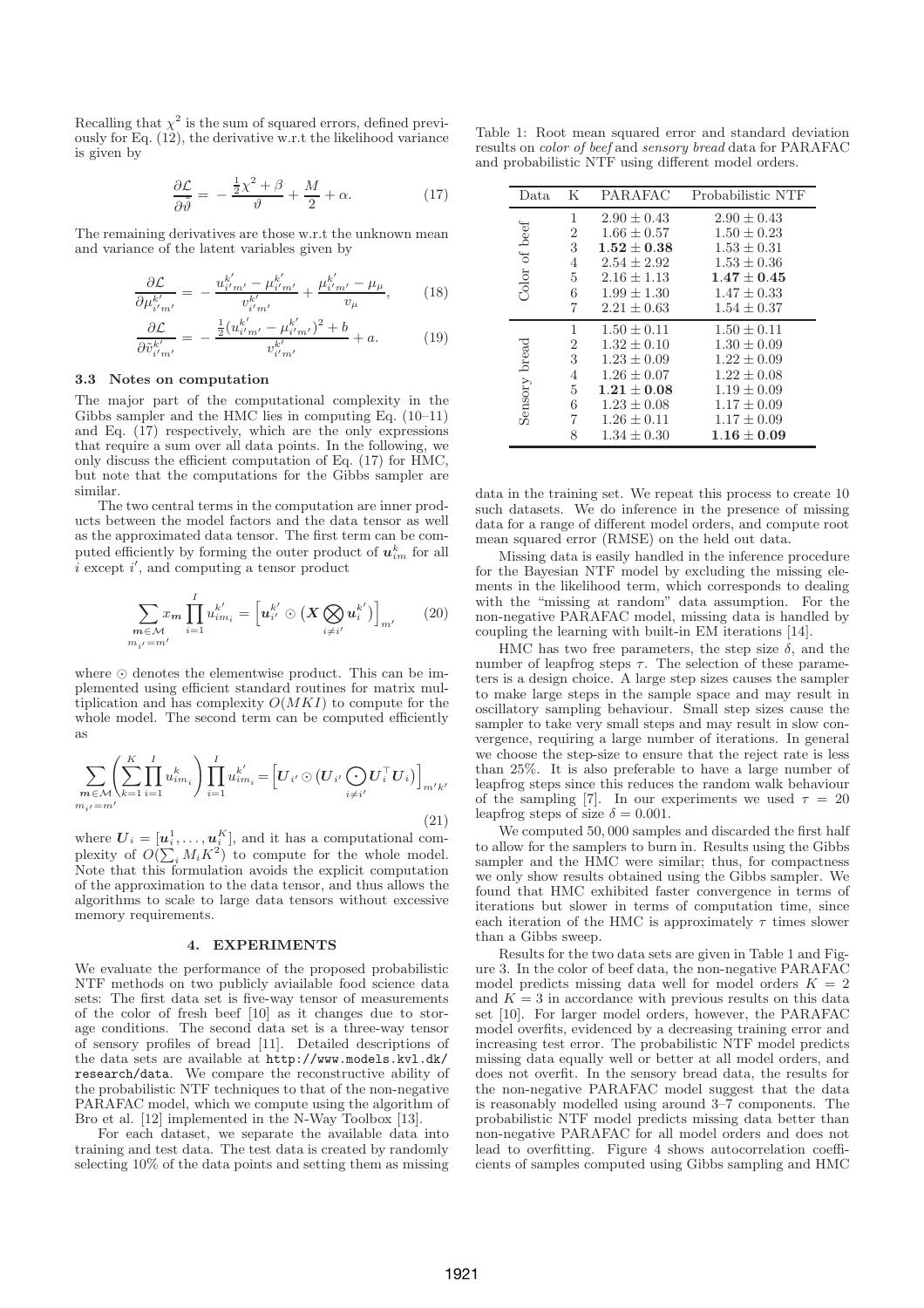Recalling that $\chi^2$ is the sum of squared errors, defined previously for Eq. (12), the derivative w.r.t the likelihood variance is given by

$$\frac{\partial \mathcal{L}}{\partial \tilde{\vartheta}} = -\frac{\frac{1}{2}\chi^2 + \beta}{\vartheta} + \frac{M}{2} + \alpha. \tag{17}$$

The remaining derivatives are those w.r.t the unknown mean and variance of the latent variables given by

$$\frac{\partial \mathcal{L}}{\partial \mu^{k'}_{i'm'}} = -\frac{u^{k'}_{i'm'} - \mu^{k'}_{i'm'}}{v^{k'}_{i'm'}} + \frac{\mu^{k'}_{i'm'} - \mu_\mu}{v_\mu}, \tag{18}$$

$$\frac{\partial \mathcal{L}}{\partial \tilde{v}^{k'}_{i'm'}} = -\frac{\frac{1}{2}(u^{k'}_{i'm'} - \mu^{k'}_{i'm'})^2 + b}{v^{k'}_{i'm'}} + a. \tag{19}$$

### 3.3 Notes on computation

The major part of the computational complexity in the Gibbs sampler and the HMC lies in computing Eq. (10–11) and Eq. (17) respectively, which are the only expressions that require a sum over all data points. In the following, we only discuss the efficient computation of Eq. (17) for HMC, but note that the computations for the Gibbs sampler are similar.

The two central terms in the computation are inner products between the model factors and the data tensor as well as the approximated data tensor. The first term can be computed efficiently by forming the outer product of $\boldsymbol{u}^k_{im}$ for all $i$ except $i'$, and computing a tensor product

$$\sum_{\substack{\boldsymbol{m}\in\mathcal{M}\\ m_{i'}=m'}} x_{\boldsymbol{m}} \prod_{i=1}^{I} u^{k'}_{im_i} = \Big[\boldsymbol{u}^{k'}_{i'} \odot \big(\boldsymbol{X} \bigotimes_{i\neq i'} \boldsymbol{u}^{k'}_i\big)\Big]_{m'} \tag{20}$$

where $\odot$ denotes the elementwise product. This can be implemented using efficient standard routines for matrix multiplication and has complexity $O(MKI)$ to compute for the whole model. The second term can be computed efficiently as

$$\sum_{\substack{\boldsymbol{m}\in\mathcal{M}\\ m_{i'}=m'}} \left(\sum_{k=1}^{K}\prod_{i=1}^{I} u^k_{im_i}\right)\prod_{i=1}^{I} u^{k'}_{im_i} = \Big[\boldsymbol{U}_{i'} \odot \big(\boldsymbol{U}_{i'} \bigodot_{i\neq i'} \boldsymbol{U}_i^\top \boldsymbol{U}_i\big)\Big]_{m'k'} \tag{21}$$

where $\boldsymbol{U}_i = [\boldsymbol{u}^1_i, \ldots, \boldsymbol{u}^K_i]$, and it has a computational complexity of $O(\sum_i M_i K^2)$ to compute for the whole model. Note that this formulation avoids the explicit computation of the approximation to the data tensor, and thus allows the algorithms to scale to large data tensors without excessive memory requirements.

## 4. EXPERIMENTS

We evaluate the performance of the proposed probabilistic NTF methods on two publicly aviailable food science data sets: The first data set is five-way tensor of measurements of the color of fresh beef [10] as it changes due to storage conditions. The second data set is a three-way tensor of sensory profiles of bread [11]. Detailed descriptions of the data sets are available at http://www.models.kvl.dk/research/data. We compare the reconstructive ability of the probabilistic NTF techniques to that of the non-negative PARAFAC model, which we compute using the algorithm of Bro et al. [12] implemented in the N-Way Toolbox [13].

For each dataset, we separate the available data into training and test data. The test data is created by randomly selecting 10% of the data points and setting them as missing data in the training set. We repeat this process to create 10 such datasets. We do inference in the presence of missing data for a range of different model orders, and compute root mean squared error (RMSE) on the held out data.

Missing data is easily handled in the inference procedure for the Bayesian NTF model by excluding the missing elements in the likelihood term, which corresponds to dealing with the "missing at random" data assumption. For the non-negative PARAFAC model, missing data is handled by coupling the learning with built-in EM iterations [14].

HMC has two free parameters, the step size $\delta$, and the number of leapfrog steps $\tau$. The selection of these parameters is a design choice. A large step sizes causes the sampler to make large steps in the sample space and may result in oscillatory sampling behaviour. Small step sizes cause the sampler to take very small steps and may result in slow convergence, requiring a large number of iterations. In general we choose the step-size to ensure that the reject rate is less than 25%. It is also preferable to have a large number of leapfrog steps since this reduces the random walk behaviour of the sampling [7]. In our experiments we used $\tau = 20$ leapfrog steps of size $\delta = 0.001$.

We computed 50,000 samples and discarded the first half to allow for the samplers to burn in. Results using the Gibbs sampler and the HMC were similar; thus, for compactness we only show results obtained using the Gibbs sampler. We found that HMC exhibited faster convergence in terms of iterations but slower in terms of computation time, since each iteration of the HMC is approximately $\tau$ times slower than a Gibbs sweep.

Table 1: Root mean squared error and standard deviation results on *color of beef* and *sensory bread* data for PARAFAC and probabilistic NTF using different model orders.

| Data | K | PARAFAC | Probabilistic NTF |
|---|---|---|---|
| Color of beef | 1 | $2.90 \pm 0.43$ | $2.90 \pm 0.43$ |
| | 2 | $1.66 \pm 0.57$ | $1.50 \pm 0.23$ |
| | 3 | $\mathbf{1.52 \pm 0.38}$ | $1.53 \pm 0.31$ |
| | 4 | $2.54 \pm 2.92$ | $1.53 \pm 0.36$ |
| | 5 | $2.16 \pm 1.13$ | $\mathbf{1.47 \pm 0.45}$ |
| | 6 | $1.99 \pm 1.30$ | $1.47 \pm 0.33$ |
| | 7 | $2.21 \pm 0.63$ | $1.54 \pm 0.37$ |
| Sensory bread | 1 | $1.50 \pm 0.11$ | $1.50 \pm 0.11$ |
| | 2 | $1.32 \pm 0.10$ | $1.30 \pm 0.09$ |
| | 3 | $1.23 \pm 0.09$ | $1.22 \pm 0.09$ |
| | 4 | $1.26 \pm 0.07$ | $1.22 \pm 0.08$ |
| | 5 | $\mathbf{1.21 \pm 0.08}$ | $1.19 \pm 0.09$ |
| | 6 | $1.23 \pm 0.08$ | $1.17 \pm 0.09$ |
| | 7 | $1.26 \pm 0.11$ | $1.17 \pm 0.09$ |
| | 8 | $1.34 \pm 0.30$ | $\mathbf{1.16 \pm 0.09}$ |

Results for the two data sets are given in Table 1 and Figure 3. In the color of beef data, the non-negative PARAFAC model predicts missing data well for model orders $K = 2$ and $K = 3$ in accordance with previous results on this data set [10]. For larger model orders, however, the PARAFAC model overfits, evidenced by a decreasing training error and increasing test error. The probabilistic NTF model predicts missing data equally well or better at all model orders, and does not overfit. In the sensory bread data, the results for the non-negative PARAFAC model suggest that the data is reasonably modelled using around 3–7 components. The probabilistic NTF model predicts missing data better than non-negative PARAFAC for all model orders and does not lead to overfitting. Figure 4 shows autocorrelation coefficients of samples computed using Gibbs sampling and HMC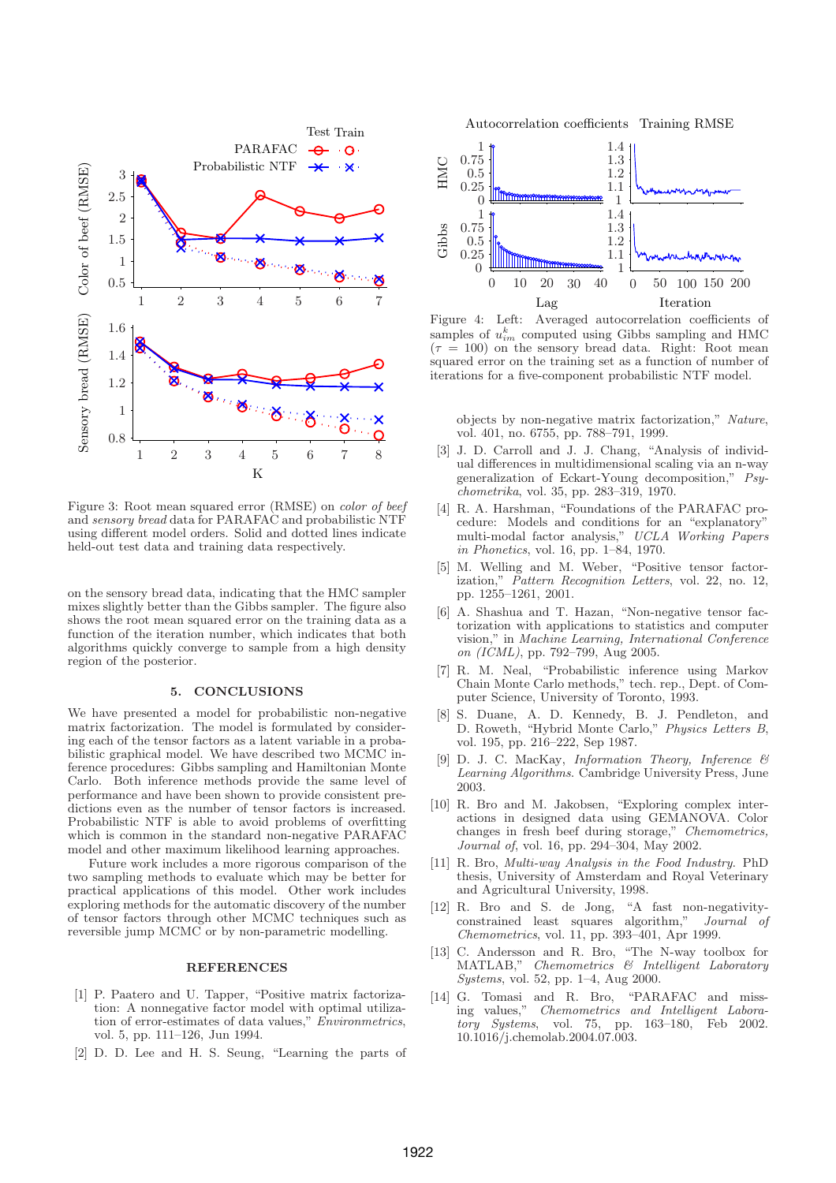Test Train

PARAFAC

Probabilistic NTF

Color of beef (RMSE)

3
2.5
2
1.5
1
0.5

1 2 3 4 5 6 7

Sensory bread (RMSE)

1.6
1.4
1.2
1
0.8

1 2 3 4 5 6 7 8

K

Figure 3: Root mean squared error (RMSE) on *color of beef* and *sensory bread* data for PARAFAC and probabilistic NTF using different model orders. Solid and dotted lines indicate held-out test data and training data respectively.

on the sensory bread data, indicating that the HMC sampler mixes slightly better than the Gibbs sampler. The figure also shows the root mean squared error on the training data as a function of the iteration number, which indicates that both algorithms quickly converge to sample from a high density region of the posterior.

Autocorrelation coefficients Training RMSE

HMC

Gibbs

1
0.75
0.5
0.25
0

1.4
1.3
1.2
1.1
1

0 10 20 30 40

Lag

0 50 100 150 200

Iteration

Figure 4: Left: Averaged autocorrelation coefficients of samples of $u^k_{im}$ computed using Gibbs sampling and HMC ($\tau = 100$) on the sensory bread data. Right: Root mean squared error on the training set as a function of number of iterations for a five-component probabilistic NTF model.

## 5. CONCLUSIONS

We have presented a model for probabilistic non-negative matrix factorization. The model is formulated by considering each of the tensor factors as a latent variable in a probabilistic graphical model. We have described two MCMC inference procedures: Gibbs sampling and Hamiltonian Monte Carlo. Both inference methods provide the same level of performance and have been shown to provide consistent predictions even as the number of tensor factors is increased. Probabilistic NTF is able to avoid problems of overfitting which is common in the standard non-negative PARAFAC model and other maximum likelihood learning approaches.

Future work includes a more rigorous comparison of the two sampling methods to evaluate which may be better for practical applications of this model. Other work includes exploring methods for the automatic discovery of the number of tensor factors through other MCMC techniques such as reversible jump MCMC or by non-parametric modelling.

## REFERENCES

[1] P. Paatero and U. Tapper, "Positive matrix factorization: A nonnegative factor model with optimal utilization of error-estimates of data values," *Environmetrics*, vol. 5, pp. 111–126, Jun 1994.

[2] D. D. Lee and H. S. Seung, "Learning the parts of objects by non-negative matrix factorization," *Nature*, vol. 401, no. 6755, pp. 788–791, 1999.

[3] J. D. Carroll and J. J. Chang, "Analysis of individual differences in multidimensional scaling via an n-way generalization of Eckart-Young decomposition," *Psychometrika*, vol. 35, pp. 283–319, 1970.

[4] R. A. Harshman, "Foundations of the PARAFAC procedure: Models and conditions for an "explanatory" multi-modal factor analysis," *UCLA Working Papers in Phonetics*, vol. 16, pp. 1–84, 1970.

[5] M. Welling and M. Weber, "Positive tensor factorization," *Pattern Recognition Letters*, vol. 22, no. 12, pp. 1255–1261, 2001.

[6] A. Shashua and T. Hazan, "Non-negative tensor factorization with applications to statistics and computer vision," in *Machine Learning, International Conference on (ICML)*, pp. 792–799, Aug 2005.

[7] R. M. Neal, "Probabilistic inference using Markov Chain Monte Carlo methods," tech. rep., Dept. of Computer Science, University of Toronto, 1993.

[8] S. Duane, A. D. Kennedy, B. J. Pendleton, and D. Roweth, "Hybrid Monte Carlo," *Physics Letters B*, vol. 195, pp. 216–222, Sep 1987.

[9] D. J. C. MacKay, *Information Theory, Inference & Learning Algorithms*. Cambridge University Press, June 2003.

[10] R. Bro and M. Jakobsen, "Exploring complex interactions in designed data using GEMANOVA. Color changes in fresh beef during storage," *Chemometrics, Journal of*, vol. 16, pp. 294–304, May 2002.

[11] R. Bro, *Multi-way Analysis in the Food Industry*. PhD thesis, University of Amsterdam and Royal Veterinary and Agricultural University, 1998.

[12] R. Bro and S. de Jong, "A fast non-negativity-constrained least squares algorithm," *Journal of Chemometrics*, vol. 11, pp. 393–401, Apr 1999.

[13] C. Andersson and R. Bro, "The N-way toolbox for MATLAB," *Chemometrics & Intelligent Laboratory Systems*, vol. 52, pp. 1–4, Aug 2000.

[14] G. Tomasi and R. Bro, "PARAFAC and missing values," *Chemometrics and Intelligent Laboratory Systems*, vol. 75, pp. 163–180, Feb 2002. 10.1016/j.chemolab.2004.07.003.